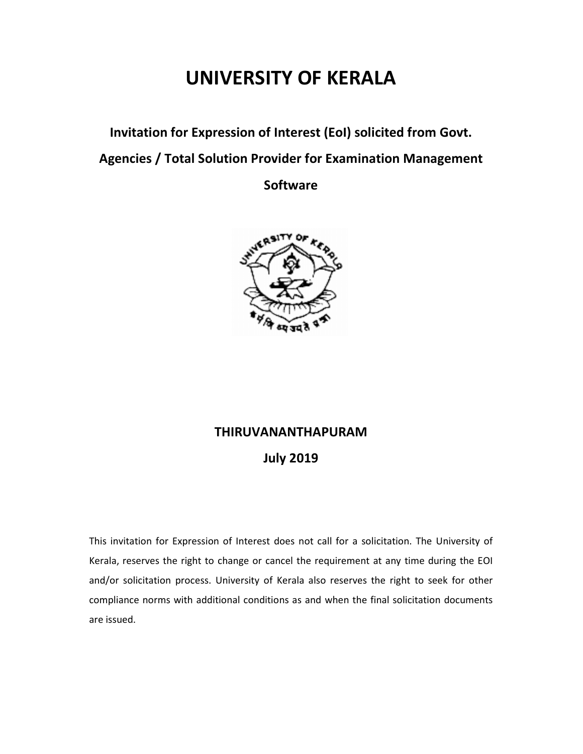# UNIVERSITY OF KERALA

## Invitation for Expression of Interest (EoI) solicited from Govt. Agencies / Total Solution Provider for Examination Management Software

**THIRUVANANTHAPURAM**

**July 2019**

This invitation for Expression of Interest does not call for a solicitation. The University of Kerala, reserves the right to change or cancel the requirement at any time during the EOI and/or solicitation process. University of Kerala also reserves the right to seek for other compliance norms with additional conditions as and when the final solicitation documents are issued.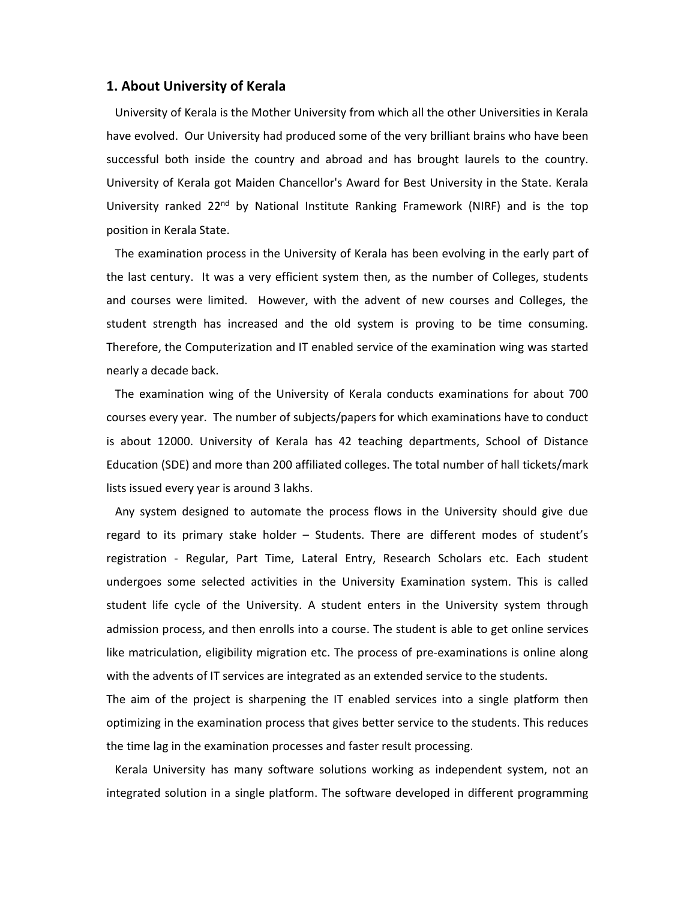## 1. About University of Kerala

University of Kerala is the Mother University from which all the other Universities in Kerala have evolved. Our University had produced some of the very brilliant brains who have been successful both inside the country and abroad and has brought laurels to the country. University of Kerala got Maiden Chancellor's Award for Best University in the State. Kerala University ranked 22nd by National Institute Ranking Framework (NIRF) and is the top position in Kerala State.

The examination process in the University of Kerala has been evolving in the early part of the last century. It was a very efficient system then, as the number of Colleges, students and courses were limited. However, with the advent of new courses and Colleges, the student strength has increased and the old system is proving to be time consuming. Therefore, the Computerization and IT enabled service of the examination wing was started nearly a decade back.

The examination wing of the University of Kerala conducts examinations for about 700 courses every year. The number of subjects/papers for which examinations have to conduct is about 12000. University of Kerala has 42 teaching departments, School of Distance Education (SDE) and more than 200 affiliated colleges. The total number of hall tickets/mark lists issued every year is around 3 lakhs.

Any system designed to automate the process flows in the University should give due regard to its primary stake holder – Students. There are different modes of student's registration - Regular, Part Time, Lateral Entry, Research Scholars etc. Each student undergoes some selected activities in the University Examination system. This is called student life cycle of the University. A student enters in the University system through admission process, and then enrolls into a course. The student is able to get online services like matriculation, eligibility migration etc. The process of pre-examinations is online along with the advents of IT services are integrated as an extended service to the students.

The aim of the project is sharpening the IT enabled services into a single platform then optimizing in the examination process that gives better service to the students. This reduces the time lag in the examination processes and faster result processing.

Kerala University has many software solutions working as independent system, not an integrated solution in a single platform. The software developed in different programming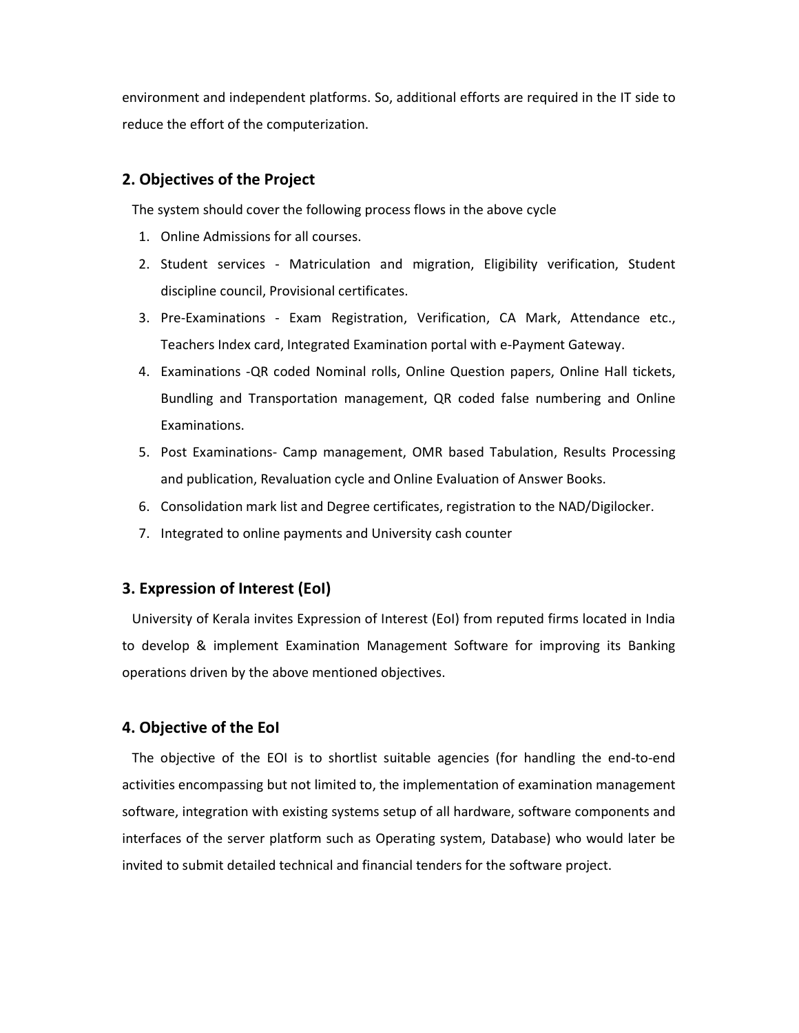environment and independent platforms. So, additional efforts are required in the IT side to reduce the effort of the computerization.

## 2. Objectives of the Project

The system should cover the following process flows in the above cycle

1. Online Admissions for all courses.
2. Student services - Matriculation and migration, Eligibility verification, Student discipline council, Provisional certificates.
3. Pre-Examinations - Exam Registration, Verification, CA Mark, Attendance etc., Teachers Index card, Integrated Examination portal with e-Payment Gateway.
4. Examinations -QR coded Nominal rolls, Online Question papers, Online Hall tickets, Bundling and Transportation management, QR coded false numbering and Online Examinations.
5. Post Examinations- Camp management, OMR based Tabulation, Results Processing and publication, Revaluation cycle and Online Evaluation of Answer Books.
6. Consolidation mark list and Degree certificates, registration to the NAD/Digilocker.
7. Integrated to online payments and University cash counter

## 3. Expression of Interest (EoI)

University of Kerala invites Expression of Interest (EoI) from reputed firms located in India to develop & implement Examination Management Software for improving its Banking operations driven by the above mentioned objectives.

## 4. Objective of the EoI

The objective of the EOI is to shortlist suitable agencies (for handling the end-to-end activities encompassing but not limited to, the implementation of examination management software, integration with existing systems setup of all hardware, software components and interfaces of the server platform such as Operating system, Database) who would later be invited to submit detailed technical and financial tenders for the software project.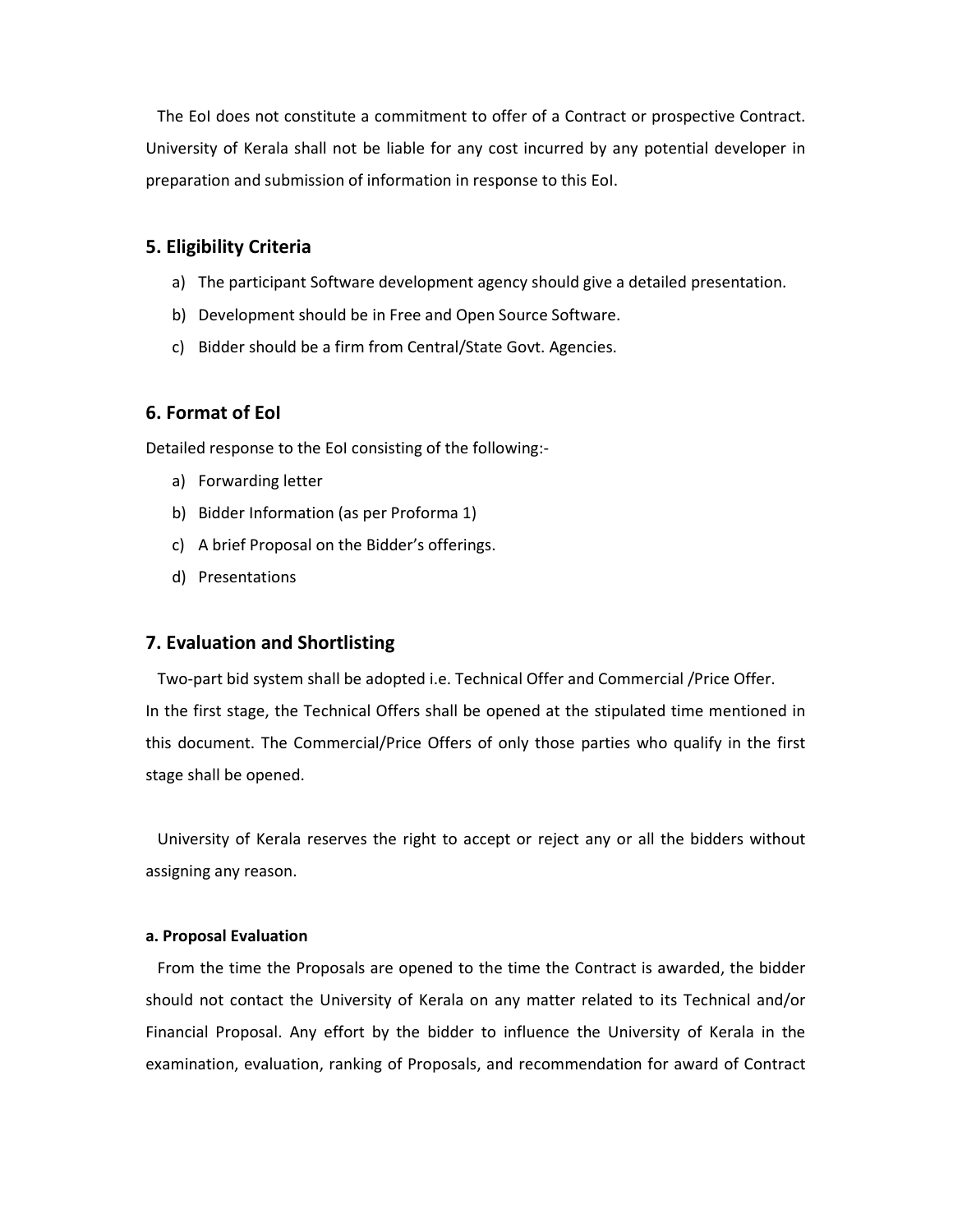The EoI does not constitute a commitment to offer of a Contract or prospective Contract. University of Kerala shall not be liable for any cost incurred by any potential developer in preparation and submission of information in response to this EoI.

## 5. Eligibility Criteria

a) The participant Software development agency should give a detailed presentation.

b) Development should be in Free and Open Source Software.

c) Bidder should be a firm from Central/State Govt. Agencies.

## 6. Format of EoI

Detailed response to the EoI consisting of the following:-

a) Forwarding letter

b) Bidder Information (as per Proforma 1)

c) A brief Proposal on the Bidder's offerings.

d) Presentations

## 7. Evaluation and Shortlisting

Two-part bid system shall be adopted i.e. Technical Offer and Commercial /Price Offer. In the first stage, the Technical Offers shall be opened at the stipulated time mentioned in this document. The Commercial/Price Offers of only those parties who qualify in the first stage shall be opened.

University of Kerala reserves the right to accept or reject any or all the bidders without assigning any reason.

#### a. Proposal Evaluation

From the time the Proposals are opened to the time the Contract is awarded, the bidder should not contact the University of Kerala on any matter related to its Technical and/or Financial Proposal. Any effort by the bidder to influence the University of Kerala in the examination, evaluation, ranking of Proposals, and recommendation for award of Contract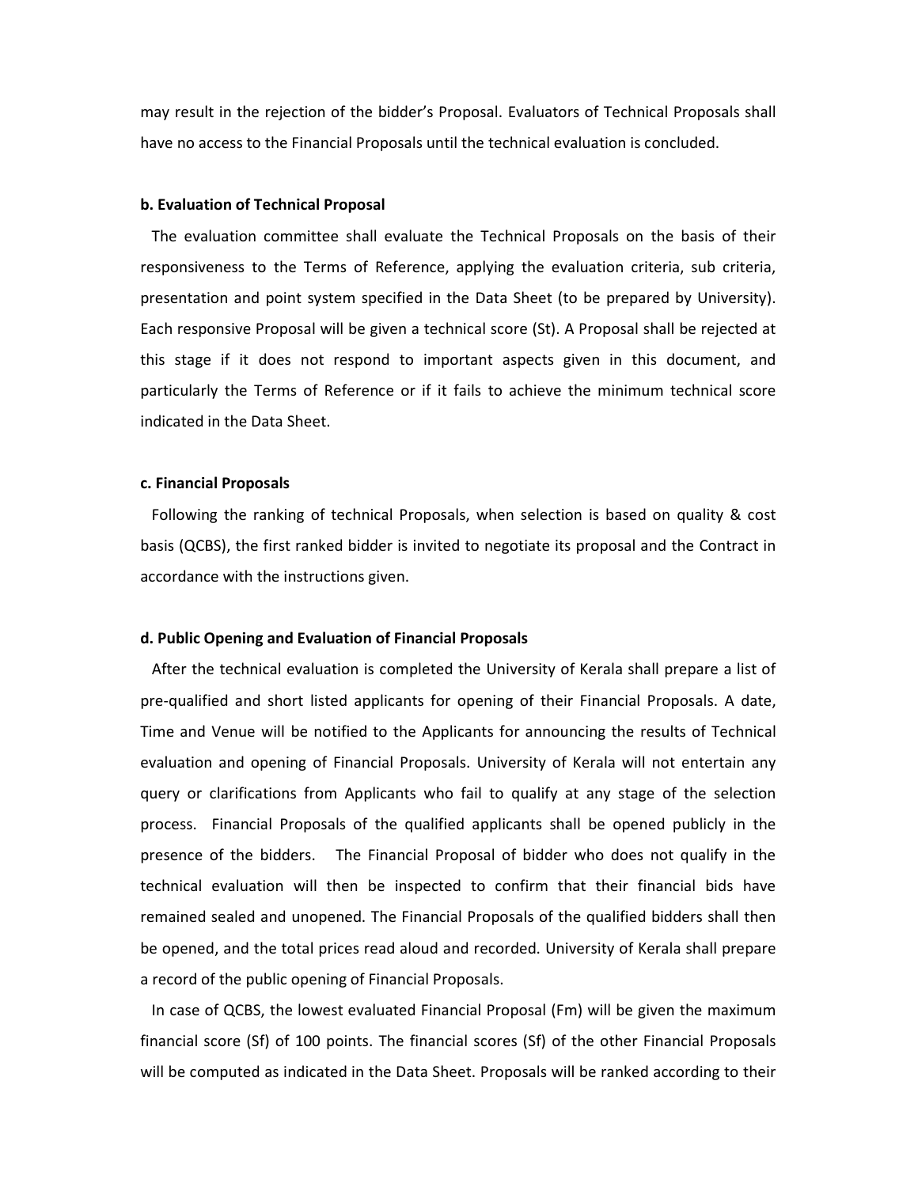may result in the rejection of the bidder's Proposal. Evaluators of Technical Proposals shall have no access to the Financial Proposals until the technical evaluation is concluded.

**b. Evaluation of Technical Proposal**

The evaluation committee shall evaluate the Technical Proposals on the basis of their responsiveness to the Terms of Reference, applying the evaluation criteria, sub criteria, presentation and point system specified in the Data Sheet (to be prepared by University). Each responsive Proposal will be given a technical score (St). A Proposal shall be rejected at this stage if it does not respond to important aspects given in this document, and particularly the Terms of Reference or if it fails to achieve the minimum technical score indicated in the Data Sheet.

**c. Financial Proposals**

Following the ranking of technical Proposals, when selection is based on quality & cost basis (QCBS), the first ranked bidder is invited to negotiate its proposal and the Contract in accordance with the instructions given.

**d. Public Opening and Evaluation of Financial Proposals**

After the technical evaluation is completed the University of Kerala shall prepare a list of pre-qualified and short listed applicants for opening of their Financial Proposals. A date, Time and Venue will be notified to the Applicants for announcing the results of Technical evaluation and opening of Financial Proposals. University of Kerala will not entertain any query or clarifications from Applicants who fail to qualify at any stage of the selection process. Financial Proposals of the qualified applicants shall be opened publicly in the presence of the bidders. The Financial Proposal of bidder who does not qualify in the technical evaluation will then be inspected to confirm that their financial bids have remained sealed and unopened. The Financial Proposals of the qualified bidders shall then be opened, and the total prices read aloud and recorded. University of Kerala shall prepare a record of the public opening of Financial Proposals.

In case of QCBS, the lowest evaluated Financial Proposal (Fm) will be given the maximum financial score (Sf) of 100 points. The financial scores (Sf) of the other Financial Proposals will be computed as indicated in the Data Sheet. Proposals will be ranked according to their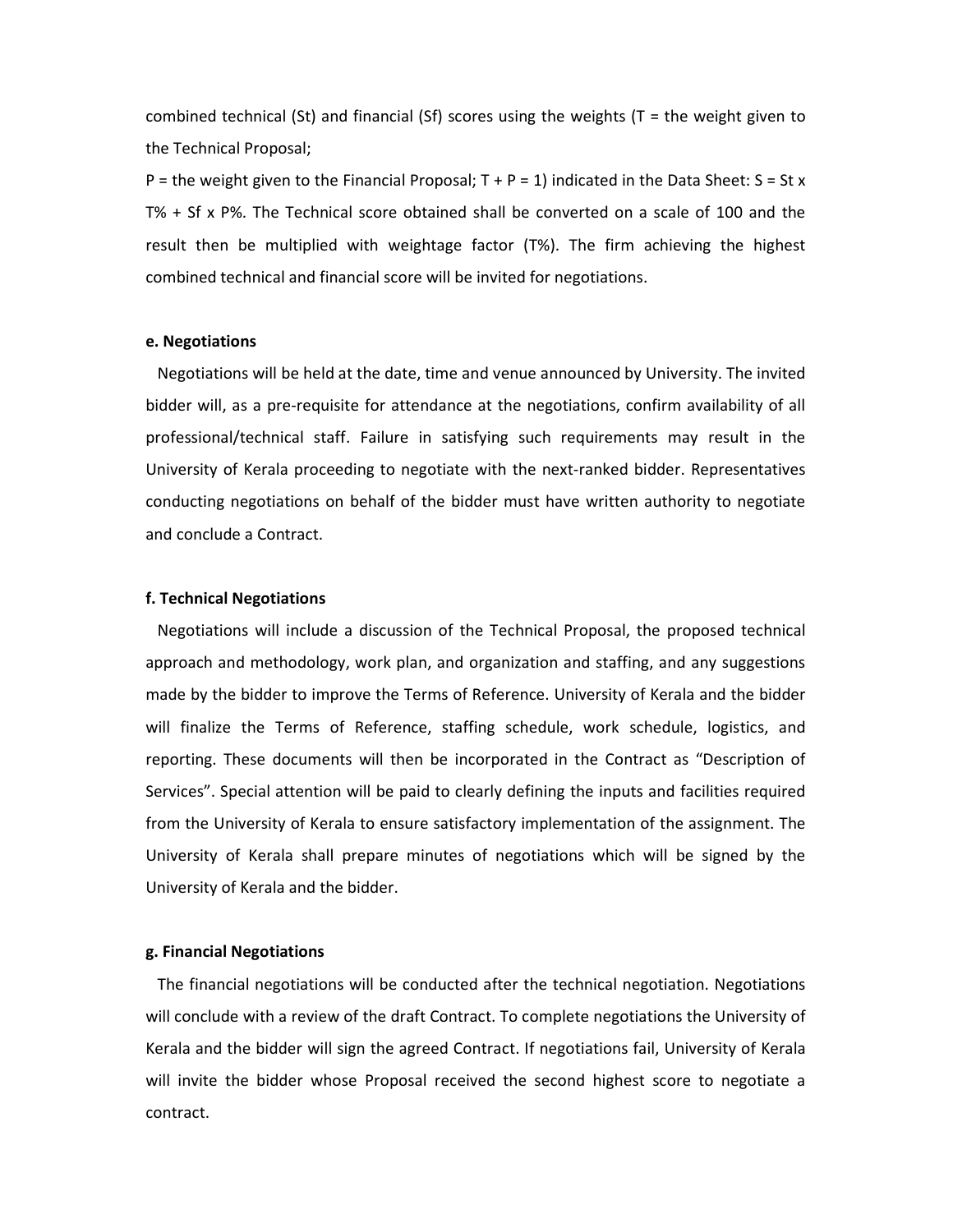combined technical ($S_t$) and financial ($S_f$) scores using the weights (T = the weight given to the Technical Proposal;

P = the weight given to the Financial Proposal; $T + P = 1$) indicated in the Data Sheet: $S = S_t \times T\% + S_f \times P\%$. The Technical score obtained shall be converted on a scale of 100 and the result then be multiplied with weightage factor (T%). The firm achieving the highest combined technical and financial score will be invited for negotiations.

**e. Negotiations**

Negotiations will be held at the date, time and venue announced by University. The invited bidder will, as a pre-requisite for attendance at the negotiations, confirm availability of all professional/technical staff. Failure in satisfying such requirements may result in the University of Kerala proceeding to negotiate with the next-ranked bidder. Representatives conducting negotiations on behalf of the bidder must have written authority to negotiate and conclude a Contract.

**f. Technical Negotiations**

Negotiations will include a discussion of the Technical Proposal, the proposed technical approach and methodology, work plan, and organization and staffing, and any suggestions made by the bidder to improve the Terms of Reference. University of Kerala and the bidder will finalize the Terms of Reference, staffing schedule, work schedule, logistics, and reporting. These documents will then be incorporated in the Contract as "Description of Services". Special attention will be paid to clearly defining the inputs and facilities required from the University of Kerala to ensure satisfactory implementation of the assignment. The University of Kerala shall prepare minutes of negotiations which will be signed by the University of Kerala and the bidder.

**g. Financial Negotiations**

The financial negotiations will be conducted after the technical negotiation. Negotiations will conclude with a review of the draft Contract. To complete negotiations the University of Kerala and the bidder will sign the agreed Contract. If negotiations fail, University of Kerala will invite the bidder whose Proposal received the second highest score to negotiate a contract.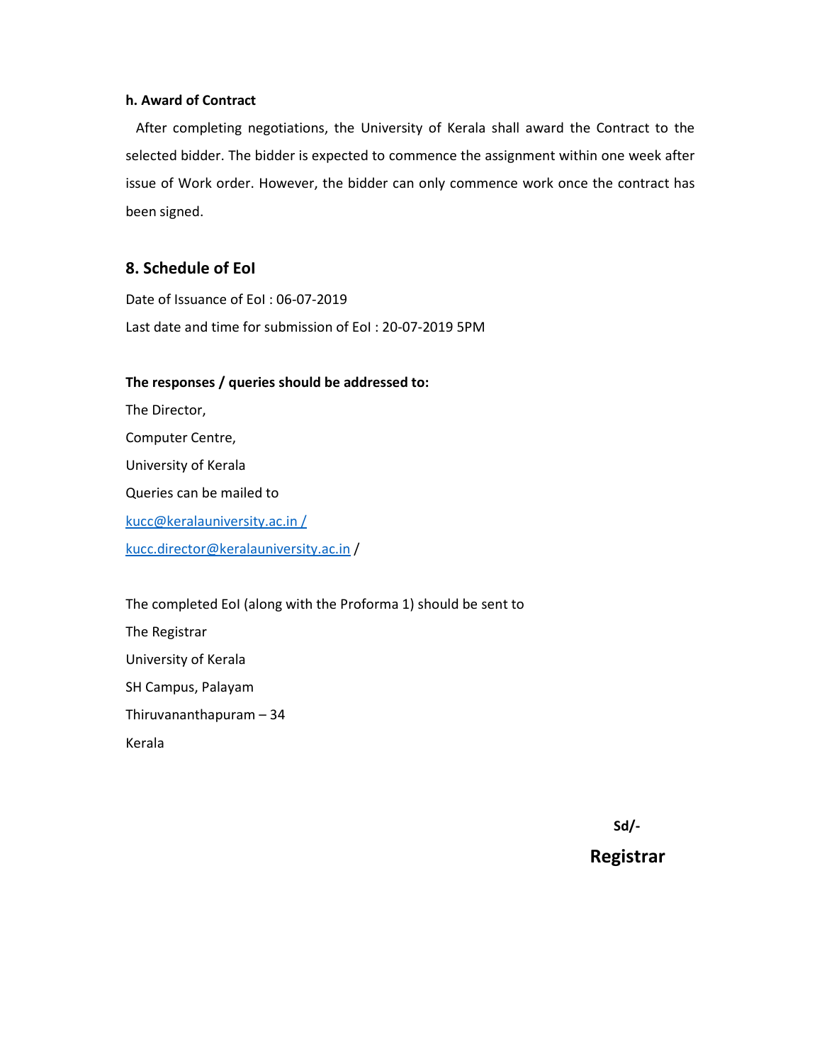**h. Award of Contract**

After completing negotiations, the University of Kerala shall award the Contract to the selected bidder. The bidder is expected to commence the assignment within one week after issue of Work order. However, the bidder can only commence work once the contract has been signed.

## 8. Schedule of EoI

Date of Issuance of EoI : 06-07-2019

Last date and time for submission of EoI : 20-07-2019 5PM

**The responses / queries should be addressed to:**

The Director,

Computer Centre,

University of Kerala

Queries can be mailed to

kucc@keralauniversity.ac.in /

kucc.director@keralauniversity.ac.in /

The completed EoI (along with the Proforma 1) should be sent to

The Registrar

University of Kerala

SH Campus, Palayam

Thiruvananthapuram – 34

Kerala

**Sd/-**

**Registrar**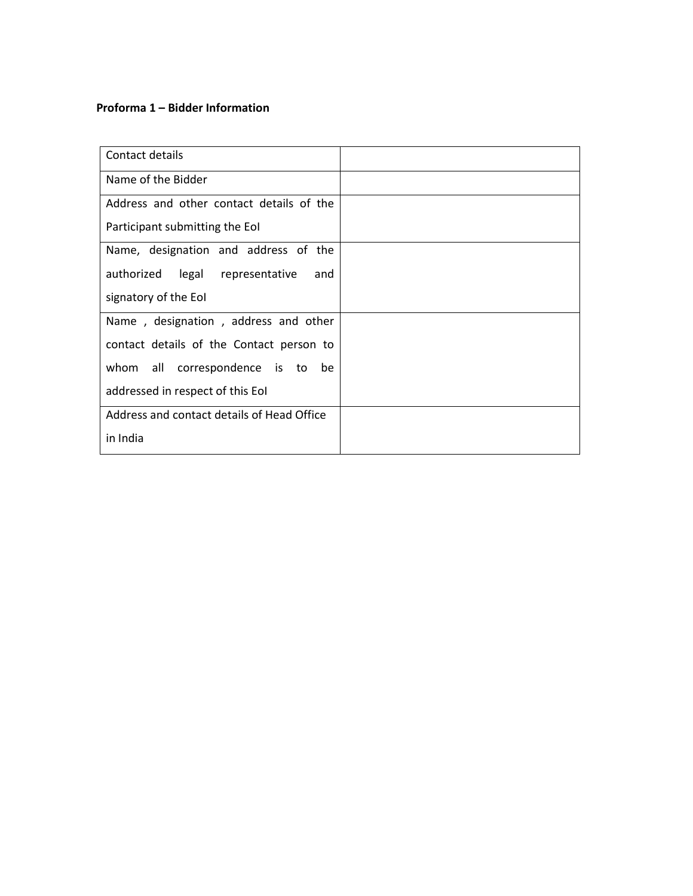**Proforma 1 – Bidder Information**

| | |
|---|---|
| Contact details | |
| Name of the Bidder | |
| Address and other contact details of the Participant submitting the EoI | |
| Name, designation and address of the authorized legal representative and signatory of the EoI | |
| Name , designation , address and other contact details of the Contact person to whom all correspondence is to be addressed in respect of this EoI | |
| Address and contact details of Head Office in India | |